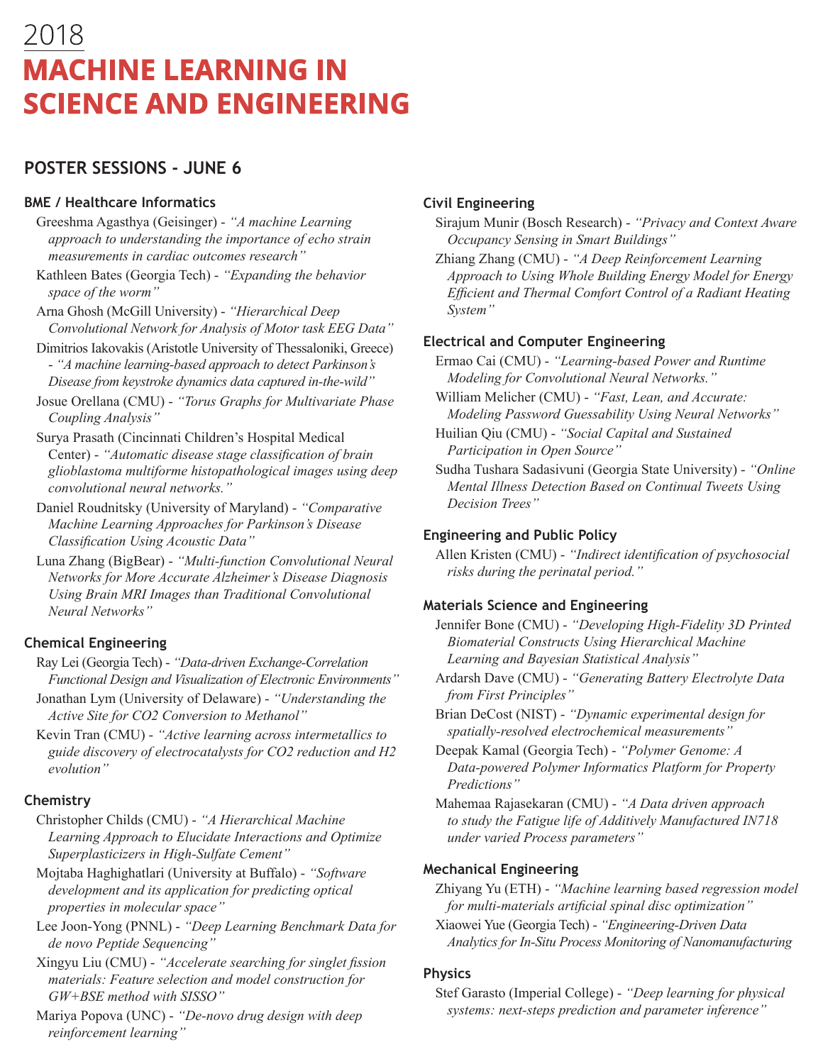2018

# MACHINE LEARNING IN SCIENCE AND ENGINEERING

## POSTER SESSIONS - JUNE 6

### BME / Healthcare Informatics

Greeshma Agasthya (Geisinger) - *"A machine Learning approach to understanding the importance of echo strain measurements in cardiac outcomes research"*

Kathleen Bates (Georgia Tech) - *"Expanding the behavior space of the worm"*

Arna Ghosh (McGill University) - *"Hierarchical Deep Convolutional Network for Analysis of Motor task EEG Data"*

Dimitrios Iakovakis (Aristotle University of Thessaloniki, Greece) - *"A machine learning-based approach to detect Parkinson's Disease from keystroke dynamics data captured in-the-wild"*

Josue Orellana (CMU) - *"Torus Graphs for Multivariate Phase Coupling Analysis"*

Surya Prasath (Cincinnati Children's Hospital Medical Center) - *"Automatic disease stage classification of brain glioblastoma multiforme histopathological images using deep convolutional neural networks."*

Daniel Roudnitsky (University of Maryland) - *"Comparative Machine Learning Approaches for Parkinson's Disease Classification Using Acoustic Data"*

Luna Zhang (BigBear) - *"Multi-function Convolutional Neural Networks for More Accurate Alzheimer's Disease Diagnosis Using Brain MRI Images than Traditional Convolutional Neural Networks"*

### Chemical Engineering

Ray Lei (Georgia Tech) - *"Data-driven Exchange-Correlation Functional Design and Visualization of Electronic Environments"*

Jonathan Lym (University of Delaware) - *"Understanding the Active Site for CO2 Conversion to Methanol"*

Kevin Tran (CMU) - *"Active learning across intermetallics to guide discovery of electrocatalysts for CO2 reduction and H2 evolution"*

### Chemistry

Christopher Childs (CMU) - *"A Hierarchical Machine Learning Approach to Elucidate Interactions and Optimize Superplasticizers in High-Sulfate Cement"*

Mojtaba Haghighatlari (University at Buffalo) - *"Software development and its application for predicting optical properties in molecular space"*

Lee Joon-Yong (PNNL) - *"Deep Learning Benchmark Data for de novo Peptide Sequencing"*

Xingyu Liu (CMU) - *"Accelerate searching for singlet fission materials: Feature selection and model construction for GW+BSE method with SISSO"*

Mariya Popova (UNC) - *"De-novo drug design with deep reinforcement learning"*

### Civil Engineering

Sirajum Munir (Bosch Research) - *"Privacy and Context Aware Occupancy Sensing in Smart Buildings"*

Zhiang Zhang (CMU) - *"A Deep Reinforcement Learning Approach to Using Whole Building Energy Model for Energy Efficient and Thermal Comfort Control of a Radiant Heating System"*

### Electrical and Computer Engineering

Ermao Cai (CMU) - *"Learning-based Power and Runtime Modeling for Convolutional Neural Networks."*

William Melicher (CMU) - *"Fast, Lean, and Accurate: Modeling Password Guessability Using Neural Networks"*

Huilian Qiu (CMU) - *"Social Capital and Sustained Participation in Open Source"*

Sudha Tushara Sadasivuni (Georgia State University) - *"Online Mental Illness Detection Based on Continual Tweets Using Decision Trees"*

### Engineering and Public Policy

Allen Kristen (CMU) - *"Indirect identification of psychosocial risks during the perinatal period."*

### Materials Science and Engineering

Jennifer Bone (CMU) - *"Developing High-Fidelity 3D Printed Biomaterial Constructs Using Hierarchical Machine Learning and Bayesian Statistical Analysis"*

Ardarsh Dave (CMU) - *"Generating Battery Electrolyte Data from First Principles"*

Brian DeCost (NIST) - *"Dynamic experimental design for spatially-resolved electrochemical measurements"*

Deepak Kamal (Georgia Tech) - *"Polymer Genome: A Data-powered Polymer Informatics Platform for Property Predictions"*

Mahemaa Rajasekaran (CMU) - *"A Data driven approach to study the Fatigue life of Additively Manufactured IN718 under varied Process parameters"*

### Mechanical Engineering

Zhiyang Yu (ETH) - *"Machine learning based regression model for multi-materials artificial spinal disc optimization"*

Xiaowei Yue (Georgia Tech) - *"Engineering-Driven Data Analytics for In-Situ Process Monitoring of Nanomanufacturing*

### Physics

Stef Garasto (Imperial College) - *"Deep learning for physical systems: next-steps prediction and parameter inference"*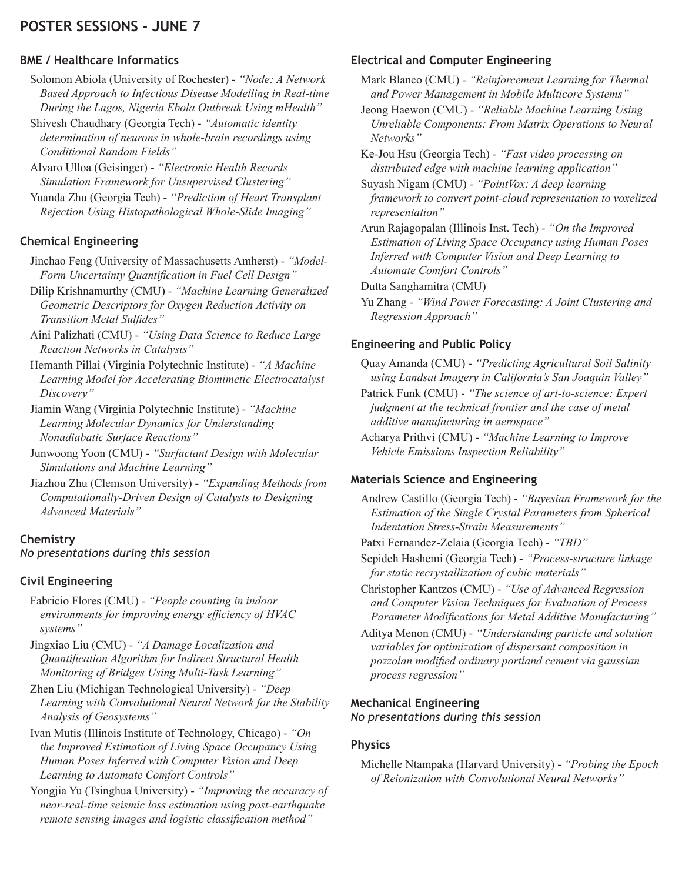# POSTER SESSIONS - JUNE 7

## BME / Healthcare Informatics

Solomon Abiola (University of Rochester) - *"Node: A Network Based Approach to Infectious Disease Modelling in Real-time During the Lagos, Nigeria Ebola Outbreak Using mHealth"*

Shivesh Chaudhary (Georgia Tech) - *"Automatic identity determination of neurons in whole-brain recordings using Conditional Random Fields"*

Alvaro Ulloa (Geisinger) - *"Electronic Health Records Simulation Framework for Unsupervised Clustering"*

Yuanda Zhu (Georgia Tech) - *"Prediction of Heart Transplant Rejection Using Histopathological Whole-Slide Imaging"*

## Chemical Engineering

Jinchao Feng (University of Massachusetts Amherst) - *"Model-Form Uncertainty Quantification in Fuel Cell Design"*

Dilip Krishnamurthy (CMU) - *"Machine Learning Generalized Geometric Descriptors for Oxygen Reduction Activity on Transition Metal Sulfides"*

Aini Palizhati (CMU) - *"Using Data Science to Reduce Large Reaction Networks in Catalysis"*

Hemanth Pillai (Virginia Polytechnic Institute) - *"A Machine Learning Model for Accelerating Biomimetic Electrocatalyst Discovery"*

Jiamin Wang (Virginia Polytechnic Institute) - *"Machine Learning Molecular Dynamics for Understanding Nonadiabatic Surface Reactions"*

Junwoong Yoon (CMU) - *"Surfactant Design with Molecular Simulations and Machine Learning"*

Jiazhou Zhu (Clemson University) - *"Expanding Methods from Computationally-Driven Design of Catalysts to Designing Advanced Materials"*

## Chemistry

*No presentations during this session*

## Civil Engineering

Fabricio Flores (CMU) - *"People counting in indoor environments for improving energy efficiency of HVAC systems"*

Jingxiao Liu (CMU) - *"A Damage Localization and Quantification Algorithm for Indirect Structural Health Monitoring of Bridges Using Multi-Task Learning"*

Zhen Liu (Michigan Technological University) - *"Deep Learning with Convolutional Neural Network for the Stability Analysis of Geosystems"*

Ivan Mutis (Illinois Institute of Technology, Chicago) - *"On the Improved Estimation of Living Space Occupancy Using Human Poses Inferred with Computer Vision and Deep Learning to Automate Comfort Controls"*

Yongjia Yu (Tsinghua University) - *"Improving the accuracy of near-real-time seismic loss estimation using post-earthquake remote sensing images and logistic classification method"*

## Electrical and Computer Engineering

Mark Blanco (CMU) - *"Reinforcement Learning for Thermal and Power Management in Mobile Multicore Systems"*

Jeong Haewon (CMU) - *"Reliable Machine Learning Using Unreliable Components: From Matrix Operations to Neural Networks"*

Ke-Jou Hsu (Georgia Tech) - *"Fast video processing on distributed edge with machine learning application"*

Suyash Nigam (CMU) - *"PointVox: A deep learning framework to convert point-cloud representation to voxelized representation"*

Arun Rajagopalan (Illinois Inst. Tech) - *"On the Improved Estimation of Living Space Occupancy using Human Poses Inferred with Computer Vision and Deep Learning to Automate Comfort Controls"*

Dutta Sanghamitra (CMU)

Yu Zhang - *"Wind Power Forecasting: A Joint Clustering and Regression Approach"*

## Engineering and Public Policy

Quay Amanda (CMU) - *"Predicting Agricultural Soil Salinity using Landsat Imagery in California's San Joaquin Valley"*

Patrick Funk (CMU) - *"The science of art-to-science: Expert judgment at the technical frontier and the case of metal additive manufacturing in aerospace"*

Acharya Prithvi (CMU) - *"Machine Learning to Improve Vehicle Emissions Inspection Reliability"*

## Materials Science and Engineering

Andrew Castillo (Georgia Tech) - *"Bayesian Framework for the Estimation of the Single Crystal Parameters from Spherical Indentation Stress-Strain Measurements"*

Patxi Fernandez-Zelaia (Georgia Tech) - *"TBD"*

Sepideh Hashemi (Georgia Tech) - *"Process-structure linkage for static recrystallization of cubic materials"*

Christopher Kantzos (CMU) - *"Use of Advanced Regression and Computer Vision Techniques for Evaluation of Process Parameter Modifications for Metal Additive Manufacturing"*

Aditya Menon (CMU) - *"Understanding particle and solution variables for optimization of dispersant composition in pozzolan modified ordinary portland cement via gaussian process regression"*

## Mechanical Engineering

*No presentations during this session*

## Physics

Michelle Ntampaka (Harvard University) - *"Probing the Epoch of Reionization with Convolutional Neural Networks"*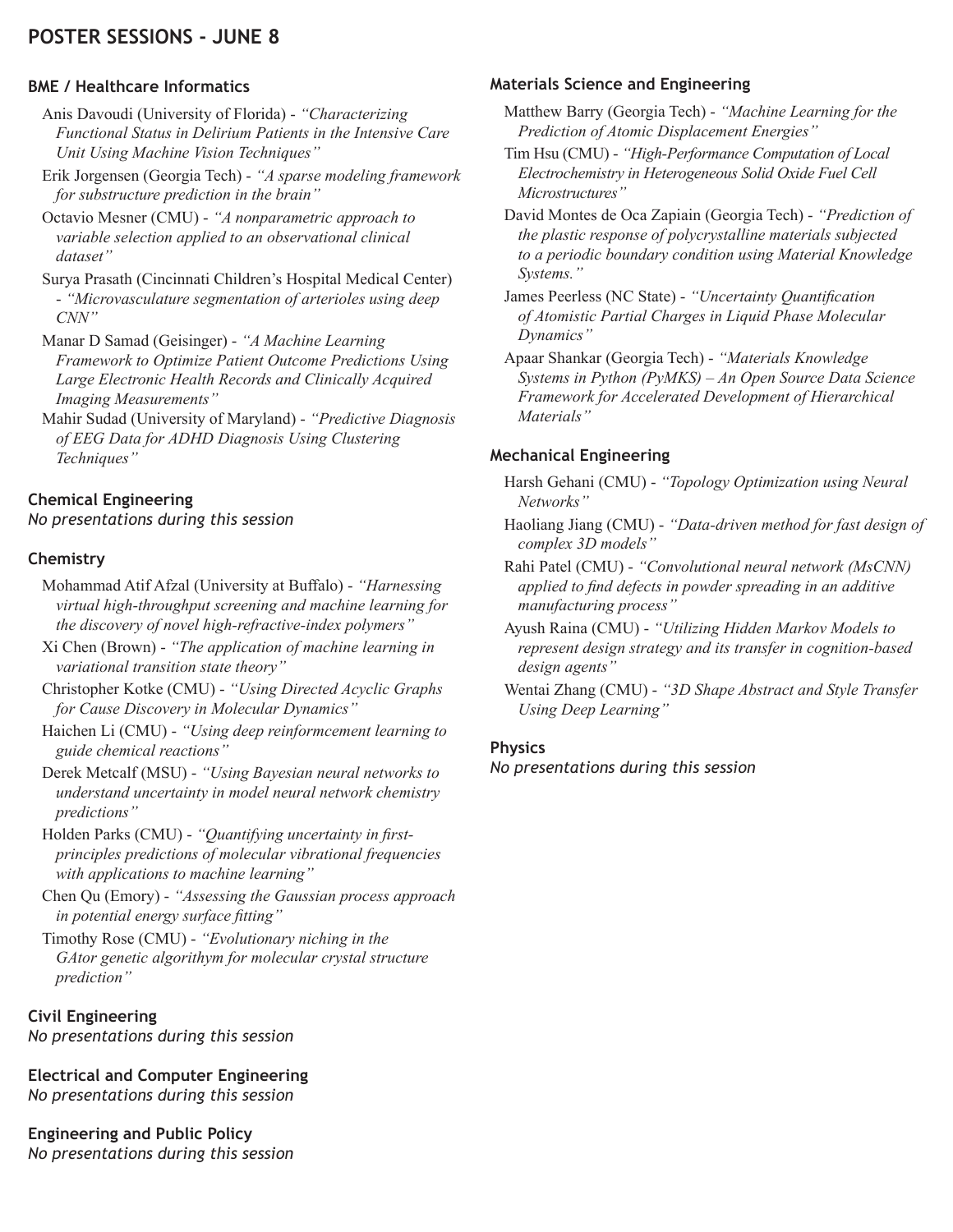# POSTER SESSIONS - JUNE 8

## BME / Healthcare Informatics

- Anis Davoudi (University of Florida) - *"Characterizing Functional Status in Delirium Patients in the Intensive Care Unit Using Machine Vision Techniques"*
- Erik Jorgensen (Georgia Tech) - *"A sparse modeling framework for substructure prediction in the brain"*
- Octavio Mesner (CMU) - *"A nonparametric approach to variable selection applied to an observational clinical dataset"*
- Surya Prasath (Cincinnati Children's Hospital Medical Center) - *"Microvasculature segmentation of arterioles using deep CNN"*
- Manar D Samad (Geisinger) - *"A Machine Learning Framework to Optimize Patient Outcome Predictions Using Large Electronic Health Records and Clinically Acquired Imaging Measurements"*
- Mahir Sudad (University of Maryland) - *"Predictive Diagnosis of EEG Data for ADHD Diagnosis Using Clustering Techniques"*

## Chemical Engineering

*No presentations during this session*

## Chemistry

- Mohammad Atif Afzal (University at Buffalo) - *"Harnessing virtual high-throughput screening and machine learning for the discovery of novel high-refractive-index polymers"*
- Xi Chen (Brown) - *"The application of machine learning in variational transition state theory"*
- Christopher Kotke (CMU) - *"Using Directed Acyclic Graphs for Cause Discovery in Molecular Dynamics"*
- Haichen Li (CMU) - *"Using deep reinformcement learning to guide chemical reactions"*
- Derek Metcalf (MSU) - *"Using Bayesian neural networks to understand uncertainty in model neural network chemistry predictions"*
- Holden Parks (CMU) - *"Quantifying uncertainty in first-principles predictions of molecular vibrational frequencies with applications to machine learning"*
- Chen Qu (Emory) - *"Assessing the Gaussian process approach in potential energy surface fitting"*
- Timothy Rose (CMU) - *"Evolutionary niching in the GAtor genetic algorithym for molecular crystal structure prediction"*

## Civil Engineering

*No presentations during this session*

## Electrical and Computer Engineering

*No presentations during this session*

## Engineering and Public Policy

*No presentations during this session*

## Materials Science and Engineering

- Matthew Barry (Georgia Tech) - *"Machine Learning for the Prediction of Atomic Displacement Energies"*
- Tim Hsu (CMU) - *"High-Performance Computation of Local Electrochemistry in Heterogeneous Solid Oxide Fuel Cell Microstructures"*
- David Montes de Oca Zapiain (Georgia Tech) - *"Prediction of the plastic response of polycrystalline materials subjected to a periodic boundary condition using Material Knowledge Systems."*
- James Peerless (NC State) - *"Uncertainty Quantification of Atomistic Partial Charges in Liquid Phase Molecular Dynamics"*
- Apaar Shankar (Georgia Tech) - *"Materials Knowledge Systems in Python (PyMKS) – An Open Source Data Science Framework for Accelerated Development of Hierarchical Materials"*

## Mechanical Engineering

- Harsh Gehani (CMU) - *"Topology Optimization using Neural Networks"*
- Haoliang Jiang (CMU) - *"Data-driven method for fast design of complex 3D models"*
- Rahi Patel (CMU) - *"Convolutional neural network (MsCNN) applied to find defects in powder spreading in an additive manufacturing process"*
- Ayush Raina (CMU) - *"Utilizing Hidden Markov Models to represent design strategy and its transfer in cognition-based design agents"*
- Wentai Zhang (CMU) - *"3D Shape Abstract and Style Transfer Using Deep Learning"*

## Physics

*No presentations during this session*